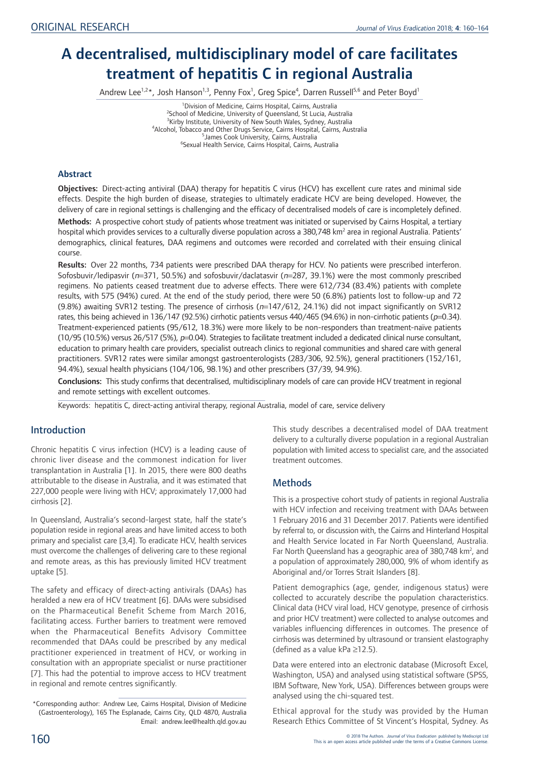ORIGINAL RESEARCH

# A decentralised, multidisciplinary model of care facilitates treatment of hepatitis C in regional Australia

Andrew Lee[1,2]*, Josh Hanson[1,3], Penny Fox[1], Greg Spice[4], Darren Russell[5,6] and Peter Boyd[1]

[1]Division of Medicine, Cairns Hospital, Cairns, Australia
[2]School of Medicine, University of Queensland, St Lucia, Australia
[3]Kirby Institute, University of New South Wales, Sydney, Australia
[4]Alcohol, Tobacco and Other Drugs Service, Cairns Hospital, Cairns, Australia
[5]James Cook University, Cairns, Australia
[6]Sexual Health Service, Cairns Hospital, Cairns, Australia

## Abstract

**Objectives:** Direct-acting antiviral (DAA) therapy for hepatitis C virus (HCV) has excellent cure rates and minimal side effects. Despite the high burden of disease, strategies to ultimately eradicate HCV are being developed. However, the delivery of care in regional settings is challenging and the efficacy of decentralised models of care is incompletely defined.

**Methods:** A prospective cohort study of patients whose treatment was initiated or supervised by Cairns Hospital, a tertiary hospital which provides services to a culturally diverse population across a 380,748 km$^2$ area in regional Australia. Patients' demographics, clinical features, DAA regimens and outcomes were recorded and correlated with their ensuing clinical course.

**Results:** Over 22 months, 734 patients were prescribed DAA therapy for HCV. No patients were prescribed interferon. Sofosbuvir/ledipasvir ($n$=371, 50.5%) and sofosbuvir/daclatasvir ($n$=287, 39.1%) were the most commonly prescribed regimens. No patients ceased treatment due to adverse effects. There were 612/734 (83.4%) patients with complete results, with 575 (94%) cured. At the end of the study period, there were 50 (6.8%) patients lost to follow-up and 72 (9.8%) awaiting SVR12 testing. The presence of cirrhosis ($n$=147/612, 24.1%) did not impact significantly on SVR12 rates, this being achieved in 136/147 (92.5%) cirrhotic patients versus 440/465 (94.6%) in non-cirrhotic patients ($p$=0.34). Treatment-experienced patients (95/612, 18.3%) were more likely to be non-responders than treatment-naïve patients (10/95 (10.5%) versus 26/517 (5%), $p$=0.04). Strategies to facilitate treatment included a dedicated clinical nurse consultant, education to primary health care providers, specialist outreach clinics to regional communities and shared care with general practitioners. SVR12 rates were similar amongst gastroenterologists (283/306, 92.5%), general practitioners (152/161, 94.4%), sexual health physicians (104/106, 98.1%) and other prescribers (37/39, 94.9%).

**Conclusions:** This study confirms that decentralised, multidisciplinary models of care can provide HCV treatment in regional and remote settings with excellent outcomes.

Keywords: hepatitis C, direct-acting antiviral therapy, regional Australia, model of care, service delivery

## Introduction

Chronic hepatitis C virus infection (HCV) is a leading cause of chronic liver disease and the commonest indication for liver transplantation in Australia [1]. In 2015, there were 800 deaths attributable to the disease in Australia, and it was estimated that 227,000 people were living with HCV; approximately 17,000 had cirrhosis [2].

In Queensland, Australia's second-largest state, half the state's population reside in regional areas and have limited access to both primary and specialist care [3,4]. To eradicate HCV, health services must overcome the challenges of delivering care to these regional and remote areas, as this has previously limited HCV treatment uptake [5].

The safety and efficacy of direct-acting antivirals (DAAs) has heralded a new era of HCV treatment [6]. DAAs were subsidised on the Pharmaceutical Benefit Scheme from March 2016, facilitating access. Further barriers to treatment were removed when the Pharmaceutical Benefits Advisory Committee recommended that DAAs could be prescribed by any medical practitioner experienced in treatment of HCV, or working in consultation with an appropriate specialist or nurse practitioner [7]. This had the potential to improve access to HCV treatment in regional and remote centres significantly.

This study describes a decentralised model of DAA treatment delivery to a culturally diverse population in a regional Australian population with limited access to specialist care, and the associated treatment outcomes.

## Methods

This is a prospective cohort study of patients in regional Australia with HCV infection and receiving treatment with DAAs between 1 February 2016 and 31 December 2017. Patients were identified by referral to, or discussion with, the Cairns and Hinterland Hospital and Health Service located in Far North Queensland, Australia. Far North Queensland has a geographic area of 380,748 km$^2$, and a population of approximately 280,000, 9% of whom identify as Aboriginal and/or Torres Strait Islanders [8].

Patient demographics (age, gender, indigenous status) were collected to accurately describe the population characteristics. Clinical data (HCV viral load, HCV genotype, presence of cirrhosis and prior HCV treatment) were collected to analyse outcomes and variables influencing differences in outcomes. The presence of cirrhosis was determined by ultrasound or transient elastography (defined as a value kPa ≥12.5).

Data were entered into an electronic database (Microsoft Excel, Washington, USA) and analysed using statistical software (SPSS, IBM Software, New York, USA). Differences between groups were analysed using the chi-squared test.

Ethical approval for the study was provided by the Human Research Ethics Committee of St Vincent's Hospital, Sydney. As

*Corresponding author: Andrew Lee, Cairns Hospital, Division of Medicine (Gastroenterology), 165 The Esplanade, Cairns City, QLD 4870, Australia
Email: andrew.lee@health.qld.gov.au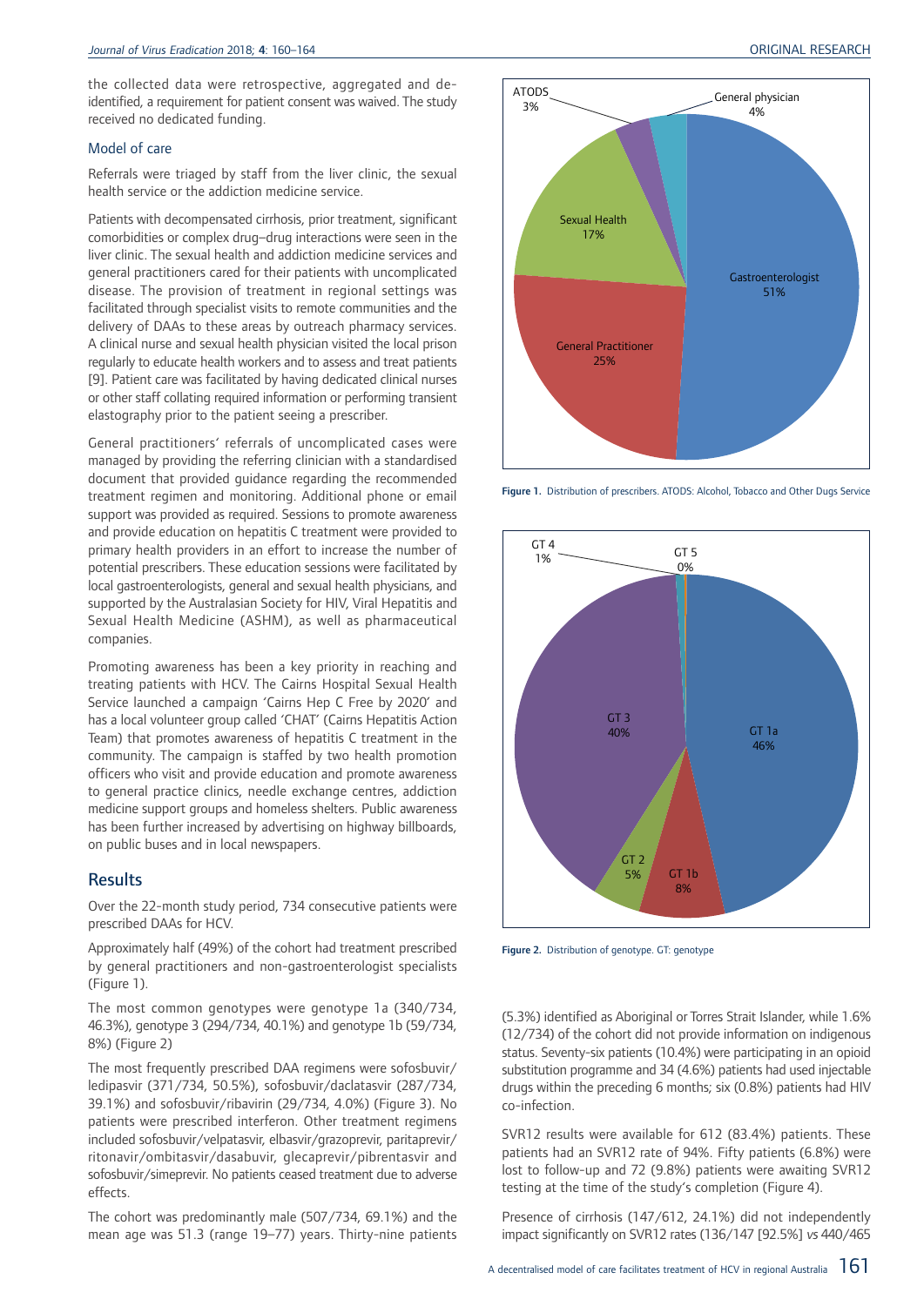the collected data were retrospective, aggregated and de-identified, a requirement for patient consent was waived. The study received no dedicated funding.

### Model of care

Referrals were triaged by staff from the liver clinic, the sexual health service or the addiction medicine service.

Patients with decompensated cirrhosis, prior treatment, significant comorbidities or complex drug–drug interactions were seen in the liver clinic. The sexual health and addiction medicine services and general practitioners cared for their patients with uncomplicated disease. The provision of treatment in regional settings was facilitated through specialist visits to remote communities and the delivery of DAAs to these areas by outreach pharmacy services. A clinical nurse and sexual health physician visited the local prison regularly to educate health workers and to assess and treat patients [9]. Patient care was facilitated by having dedicated clinical nurses or other staff collating required information or performing transient elastography prior to the patient seeing a prescriber.

General practitioners' referrals of uncomplicated cases were managed by providing the referring clinician with a standardised document that provided guidance regarding the recommended treatment regimen and monitoring. Additional phone or email support was provided as required. Sessions to promote awareness and provide education on hepatitis C treatment were provided to primary health providers in an effort to increase the number of potential prescribers. These education sessions were facilitated by local gastroenterologists, general and sexual health physicians, and supported by the Australasian Society for HIV, Viral Hepatitis and Sexual Health Medicine (ASHM), as well as pharmaceutical companies.

Promoting awareness has been a key priority in reaching and treating patients with HCV. The Cairns Hospital Sexual Health Service launched a campaign 'Cairns Hep C Free by 2020' and has a local volunteer group called 'CHAT' (Cairns Hepatitis Action Team) that promotes awareness of hepatitis C treatment in the community. The campaign is staffed by two health promotion officers who visit and provide education and promote awareness to general practice clinics, needle exchange centres, addiction medicine support groups and homeless shelters. Public awareness has been further increased by advertising on highway billboards, on public buses and in local newspapers.

## Results

Over the 22-month study period, 734 consecutive patients were prescribed DAAs for HCV.

Approximately half (49%) of the cohort had treatment prescribed by general practitioners and non-gastroenterologist specialists (Figure 1).

The most common genotypes were genotype 1a (340/734, 46.3%), genotype 3 (294/734, 40.1%) and genotype 1b (59/734, 8%) (Figure 2)

The most frequently prescribed DAA regimens were sofosbuvir/ledipasvir (371/734, 50.5%), sofosbuvir/daclatasvir (287/734, 39.1%) and sofosbuvir/ribavirin (29/734, 4.0%) (Figure 3). No patients were prescribed interferon. Other treatment regimens included sofosbuvir/velpatasvir, elbasvir/grazoprevir, paritaprevir/ritonavir/ombitasvir/dasabuvir, glecaprevir/pibrentasvir and sofosbuvir/simeprevir. No patients ceased treatment due to adverse effects.

The cohort was predominantly male (507/734, 69.1%) and the mean age was 51.3 (range 19–77) years. Thirty-nine patients (5.3%) identified as Aboriginal or Torres Strait Islander, while 1.6% (12/734) of the cohort did not provide information on indigenous status. Seventy-six patients (10.4%) were participating in an opioid substitution programme and 34 (4.6%) patients had used injectable drugs within the preceding 6 months; six (0.8%) patients had HIV co-infection.

SVR12 results were available for 612 (83.4%) patients. These patients had an SVR12 rate of 94%. Fifty patients (6.8%) were lost to follow-up and 72 (9.8%) patients were awaiting SVR12 testing at the time of the study's completion (Figure 4).

Presence of cirrhosis (147/612, 24.1%) did not independently impact significantly on SVR12 rates (136/147 [92.5%] *vs* 440/465

**Figure 1.** Distribution of prescribers. ATODS: Alcohol, Tobacco and Other Dugs Service

**Figure 2.** Distribution of genotype. GT: genotype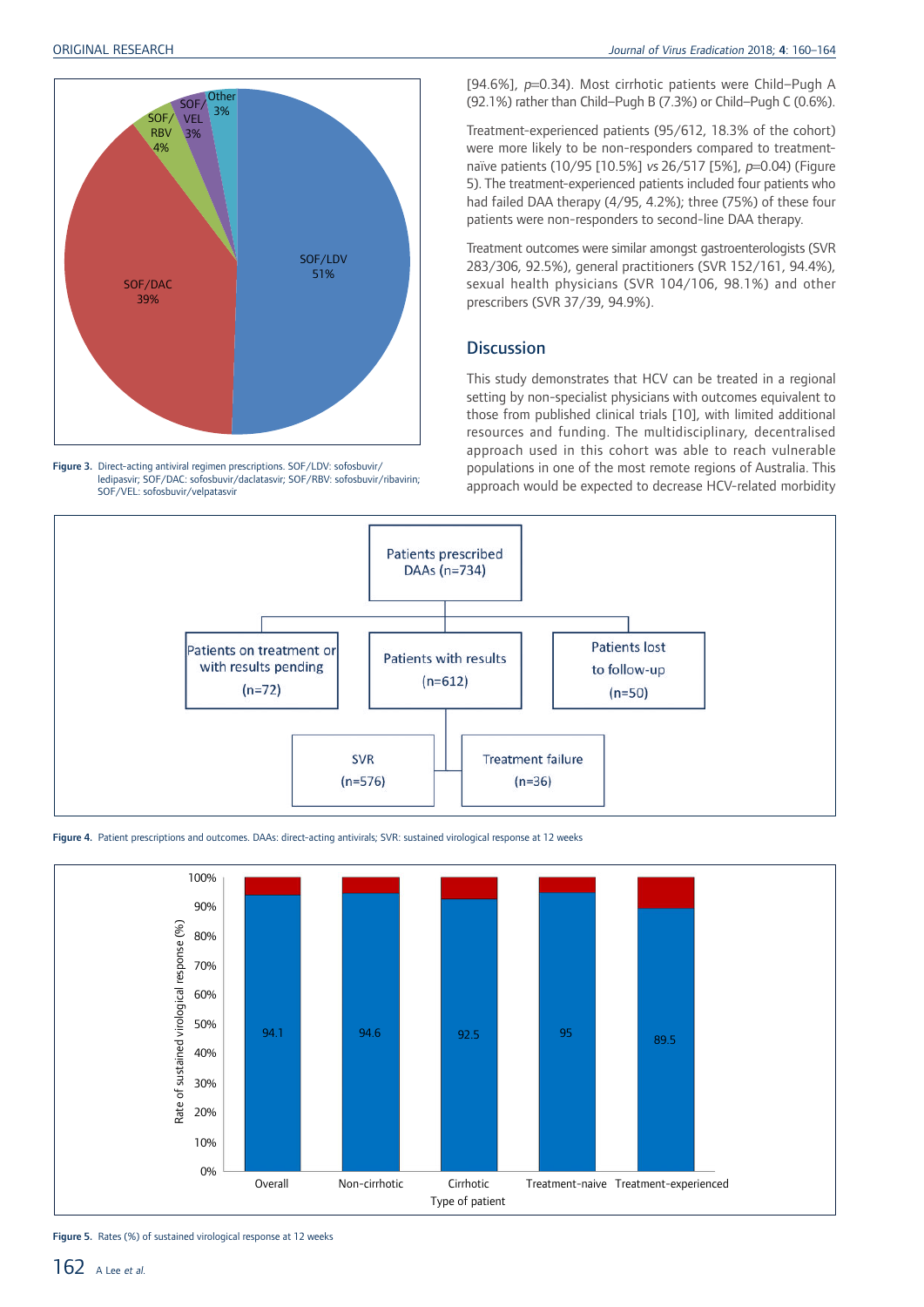Figure 3. Direct-acting antiviral regimen prescriptions. SOF/LDV: sofosbuvir/ledipasvir; SOF/DAC: sofosbuvir/daclatasvir; SOF/RBV: sofosbuvir/ribavirin; SOF/VEL: sofosbuvir/velpatasvir

[94.6%], $p$=0.34). Most cirrhotic patients were Child–Pugh A (92.1%) rather than Child–Pugh B (7.3%) or Child–Pugh C (0.6%).

Treatment-experienced patients (95/612, 18.3% of the cohort) were more likely to be non-responders compared to treatment-naïve patients (10/95 [10.5%] *vs* 26/517 [5%], $p$=0.04) (Figure 5). The treatment-experienced patients included four patients who had failed DAA therapy (4/95, 4.2%); three (75%) of these four patients were non-responders to second-line DAA therapy.

Treatment outcomes were similar amongst gastroenterologists (SVR 283/306, 92.5%), general practitioners (SVR 152/161, 94.4%), sexual health physicians (SVR 104/106, 98.1%) and other prescribers (SVR 37/39, 94.9%).

## Discussion

This study demonstrates that HCV can be treated in a regional setting by non-specialist physicians with outcomes equivalent to those from published clinical trials [10], with limited additional resources and funding. The multidisciplinary, decentralised approach used in this cohort was able to reach vulnerable populations in one of the most remote regions of Australia. This approach would be expected to decrease HCV-related morbidity

Figure 4. Patient prescriptions and outcomes. DAAs: direct-acting antivirals; SVR: sustained virological response at 12 weeks

Figure 5. Rates (%) of sustained virological response at 12 weeks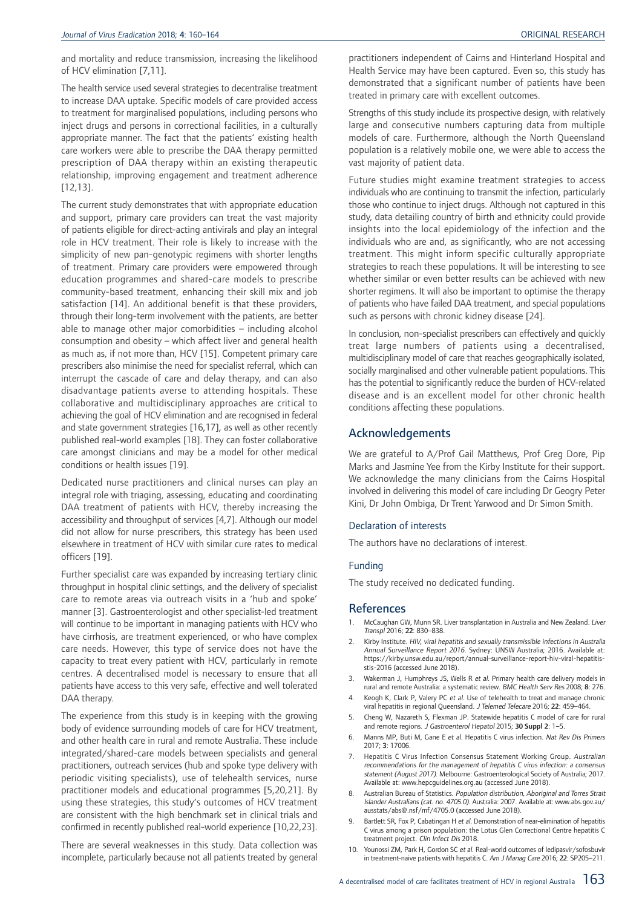and mortality and reduce transmission, increasing the likelihood of HCV elimination [7,11].

The health service used several strategies to decentralise treatment to increase DAA uptake. Specific models of care provided access to treatment for marginalised populations, including persons who inject drugs and persons in correctional facilities, in a culturally appropriate manner. The fact that the patients' existing health care workers were able to prescribe the DAA therapy permitted prescription of DAA therapy within an existing therapeutic relationship, improving engagement and treatment adherence [12,13].

The current study demonstrates that with appropriate education and support, primary care providers can treat the vast majority of patients eligible for direct-acting antivirals and play an integral role in HCV treatment. Their role is likely to increase with the simplicity of new pan-genotypic regimens with shorter lengths of treatment. Primary care providers were empowered through education programmes and shared-care models to prescribe community-based treatment, enhancing their skill mix and job satisfaction [14]. An additional benefit is that these providers, through their long-term involvement with the patients, are better able to manage other major comorbidities – including alcohol consumption and obesity – which affect liver and general health as much as, if not more than, HCV [15]. Competent primary care prescribers also minimise the need for specialist referral, which can interrupt the cascade of care and delay therapy, and can also disadvantage patients averse to attending hospitals. These collaborative and multidisciplinary approaches are critical to achieving the goal of HCV elimination and are recognised in federal and state government strategies [16,17], as well as other recently published real-world examples [18]. They can foster collaborative care amongst clinicians and may be a model for other medical conditions or health issues [19].

Dedicated nurse practitioners and clinical nurses can play an integral role with triaging, assessing, educating and coordinating DAA treatment of patients with HCV, thereby increasing the accessibility and throughput of services [4,7]. Although our model did not allow for nurse prescribers, this strategy has been used elsewhere in treatment of HCV with similar cure rates to medical officers [19].

Further specialist care was expanded by increasing tertiary clinic throughput in hospital clinic settings, and the delivery of specialist care to remote areas via outreach visits in a 'hub and spoke' manner [3]. Gastroenterologist and other specialist-led treatment will continue to be important in managing patients with HCV who have cirrhosis, are treatment experienced, or who have complex care needs. However, this type of service does not have the capacity to treat every patient with HCV, particularly in remote centres. A decentralised model is necessary to ensure that all patients have access to this very safe, effective and well tolerated DAA therapy.

The experience from this study is in keeping with the growing body of evidence surrounding models of care for HCV treatment, and other health care in rural and remote Australia. These include integrated/shared-care models between specialists and general practitioners, outreach services (hub and spoke type delivery with periodic visiting specialists), use of telehealth services, nurse practitioner models and educational programmes [5,20,21]. By using these strategies, this study's outcomes of HCV treatment are consistent with the high benchmark set in clinical trials and confirmed in recently published real-world experience [10,22,23].

There are several weaknesses in this study. Data collection was incomplete, particularly because not all patients treated by general practitioners independent of Cairns and Hinterland Hospital and Health Service may have been captured. Even so, this study has demonstrated that a significant number of patients have been treated in primary care with excellent outcomes.

Strengths of this study include its prospective design, with relatively large and consecutive numbers capturing data from multiple models of care. Furthermore, although the North Queensland population is a relatively mobile one, we were able to access the vast majority of patient data.

Future studies might examine treatment strategies to access individuals who are continuing to transmit the infection, particularly those who continue to inject drugs. Although not captured in this study, data detailing country of birth and ethnicity could provide insights into the local epidemiology of the infection and the individuals who are and, as significantly, who are not accessing treatment. This might inform specific culturally appropriate strategies to reach these populations. It will be interesting to see whether similar or even better results can be achieved with new shorter regimens. It will also be important to optimise the therapy of patients who have failed DAA treatment, and special populations such as persons with chronic kidney disease [24].

In conclusion, non-specialist prescribers can effectively and quickly treat large numbers of patients using a decentralised, multidisciplinary model of care that reaches geographically isolated, socially marginalised and other vulnerable patient populations. This has the potential to significantly reduce the burden of HCV-related disease and is an excellent model for other chronic health conditions affecting these populations.

## Acknowledgements

We are grateful to A/Prof Gail Matthews, Prof Greg Dore, Pip Marks and Jasmine Yee from the Kirby Institute for their support. We acknowledge the many clinicians from the Cairns Hospital involved in delivering this model of care including Dr Geogry Peter Kini, Dr John Ombiga, Dr Trent Yarwood and Dr Simon Smith.

### Declaration of interests

The authors have no declarations of interest.

### Funding

The study received no dedicated funding.

## References

1. McCaughan GW, Munn SR. Liver transplantation in Australia and New Zealand. *Liver Transpl* 2016; **22**: 830–838.
2. Kirby Institute. *HIV, viral hepatitis and sexually transmissible infections in Australia Annual Surveillance Report 2016*. Sydney: UNSW Australia; 2016. Available at: https://kirby.unsw.edu.au/report/annual-surveillance-report-hiv-viral-hepatitis-stis-2016 (accessed June 2018).
3. Wakerman J, Humphreys JS, Wells R *et al*. Primary health care delivery models in rural and remote Australia: a systematic review. *BMC Health Serv Res* 2008; **8**: 276.
4. Keogh K, Clark P, Valery PC *et al*. Use of telehealth to treat and manage chronic viral hepatitis in regional Queensland. *J Telemed Telecare* 2016; **22**: 459–464.
5. Cheng W, Nazareth S, Flexman JP. Statewide hepatitis C model of care for rural and remote regions. *J Gastroenterol Hepatol* 2015; **30 Suppl 2**: 1–5.
6. Manns MP, Buti M, Gane E *et al*. Hepatitis C virus infection. *Nat Rev Dis Primers* 2017; **3**: 17006.
7. Hepatitis C Virus Infection Consensus Statement Working Group. *Australian recommendations for the management of hepatitis C virus infection: a consensus statement (August 2017)*. Melbourne: Gastroenterological Society of Australia; 2017. Available at: www.hepcguidelines.org.au (accessed June 2018).
8. Australian Bureau of Statistics. *Population distribution, Aboriginal and Torres Strait Islander Australians (cat. no. 4705.0)*. Australia: 2007. Available at: www.abs.gov.au/ausstats/abs@.nsf/mf/4705.0 (accessed June 2018).
9. Bartlett SR, Fox P, Cabatingan H *et al*. Demonstration of near-elimination of hepatitis C virus among a prison population: the Lotus Glen Correctional Centre hepatitis C treatment project. *Clin Infect Dis* 2018.
10. Younossi ZM, Park H, Gordon SC *et al*. Real-world outcomes of ledipasvir/sofosbuvir in treatment-naive patients with hepatitis C. *Am J Manag Care* 2016; **22**: SP205–211.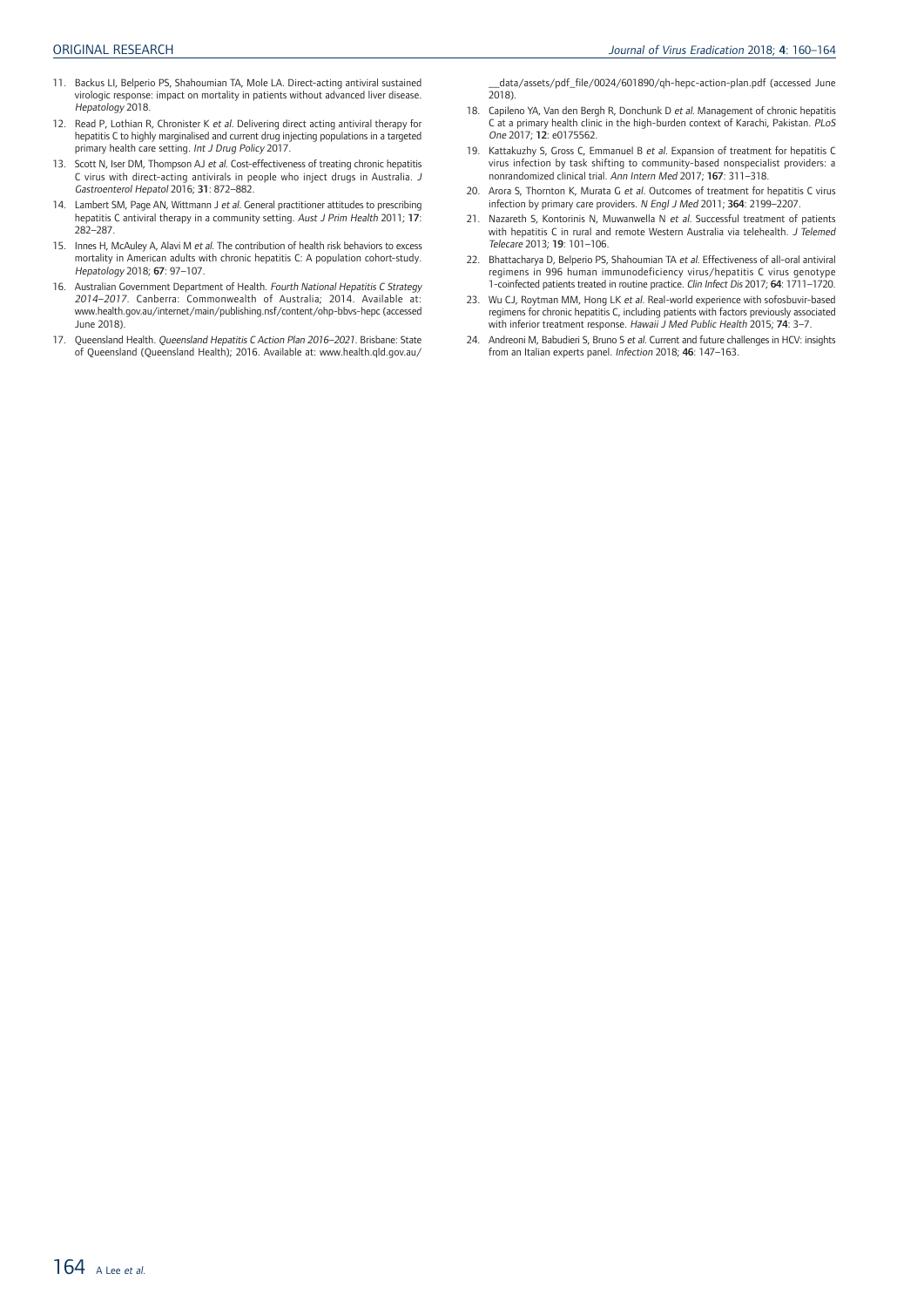11. Backus LI, Belperio PS, Shahoumian TA, Mole LA. Direct-acting antiviral sustained virologic response: impact on mortality in patients without advanced liver disease. *Hepatology* 2018.
12. Read P, Lothian R, Chronister K *et al*. Delivering direct acting antiviral therapy for hepatitis C to highly marginalised and current drug injecting populations in a targeted primary health care setting. *Int J Drug Policy* 2017.
13. Scott N, Iser DM, Thompson AJ *et al*. Cost-effectiveness of treating chronic hepatitis C virus with direct-acting antivirals in people who inject drugs in Australia. *J Gastroenterol Hepatol* 2016; **31**: 872–882.
14. Lambert SM, Page AN, Wittmann J *et al*. General practitioner attitudes to prescribing hepatitis C antiviral therapy in a community setting. *Aust J Prim Health* 2011; **17**: 282–287.
15. Innes H, McAuley A, Alavi M *et al*. The contribution of health risk behaviors to excess mortality in American adults with chronic hepatitis C: A population cohort-study. *Hepatology* 2018; **67**: 97–107.
16. Australian Government Department of Health. *Fourth National Hepatitis C Strategy 2014–2017*. Canberra: Commonwealth of Australia; 2014. Available at: www.health.gov.au/internet/main/publishing.nsf/content/ohp-bbvs-hepc (accessed June 2018).
17. Queensland Health. *Queensland Hepatitis C Action Plan 2016–2021*. Brisbane: State of Queensland (Queensland Health); 2016. Available at: www.health.qld.gov.au/__data/assets/pdf_file/0024/601890/qh-hepc-action-plan.pdf (accessed June 2018).
18. Capileno YA, Van den Bergh R, Donchunk D *et al*. Management of chronic hepatitis C at a primary health clinic in the high-burden context of Karachi, Pakistan. *PLoS One* 2017; **12**: e0175562.
19. Kattakuzhy S, Gross C, Emmanuel B *et al*. Expansion of treatment for hepatitis C virus infection by task shifting to community-based nonspecialist providers: a nonrandomized clinical trial. *Ann Intern Med* 2017; **167**: 311–318.
20. Arora S, Thornton K, Murata G *et al*. Outcomes of treatment for hepatitis C virus infection by primary care providers. *N Engl J Med* 2011; **364**: 2199–2207.
21. Nazareth S, Kontorinis N, Muwanwella N *et al*. Successful treatment of patients with hepatitis C in rural and remote Western Australia via telehealth. *J Telemed Telecare* 2013; **19**: 101–106.
22. Bhattacharya D, Belperio PS, Shahoumian TA *et al*. Effectiveness of all-oral antiviral regimens in 996 human immunodeficiency virus/hepatitis C virus genotype 1-coinfected patients treated in routine practice. *Clin Infect Dis* 2017; **64**: 1711–1720.
23. Wu CJ, Roytman MM, Hong LK *et al*. Real-world experience with sofosbuvir-based regimens for chronic hepatitis C, including patients with factors previously associated with inferior treatment response. *Hawaii J Med Public Health* 2015; **74**: 3–7.
24. Andreoni M, Babudieri S, Bruno S *et al*. Current and future challenges in HCV: insights from an Italian experts panel. *Infection* 2018; **46**: 147–163.